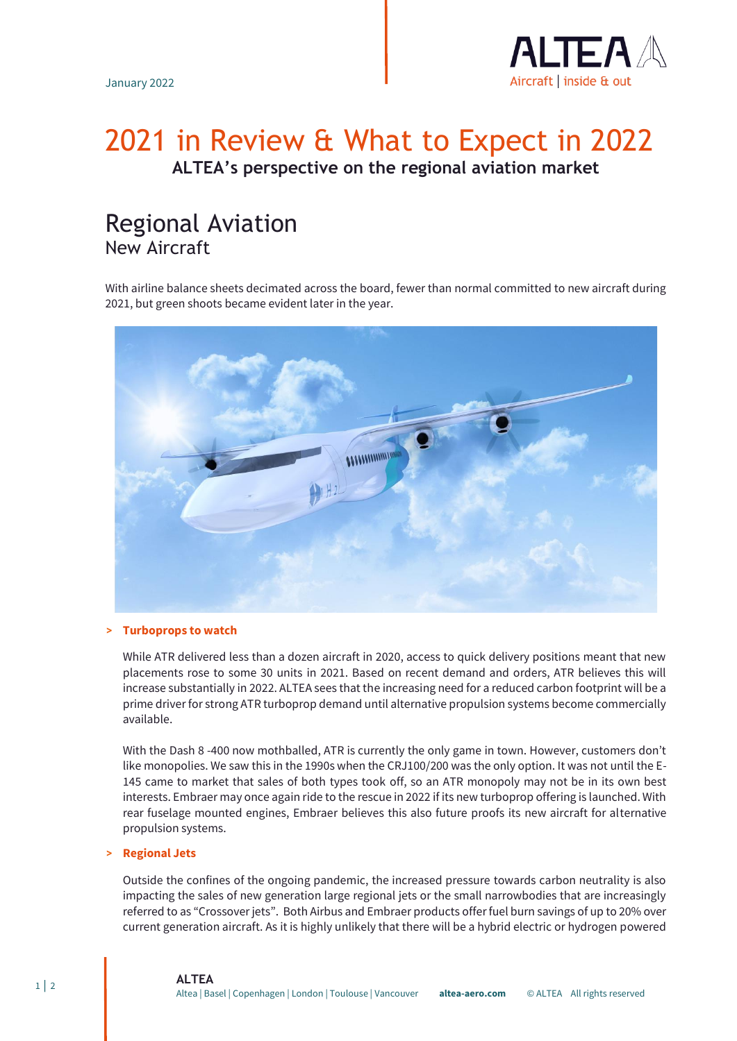January 2022

# 2021 in Review & What to Expect in 2022

**ALTEA's perspective on the regional aviation market**

## Regional Aviation

### New Aircraft

With airline balance sheets decimated across the board, fewer than normal committed to new aircraft during 2021, but green shoots became evident later in the year.

> **Turboprops to watch**

While ATR delivered less than a dozen aircraft in 2020, access to quick delivery positions meant that new placements rose to some 30 units in 2021. Based on recent demand and orders, ATR believes this will increase substantially in 2022. ALTEA sees that the increasing need for a reduced carbon footprint will be a prime driver for strong ATR turboprop demand until alternative propulsion systems become commercially available.

With the Dash 8 -400 now mothballed, ATR is currently the only game in town. However, customers don't like monopolies. We saw this in the 1990s when the CRJ100/200 was the only option. It was not until the E-145 came to market that sales of both types took off, so an ATR monopoly may not be in its own best interests. Embraer may once again ride to the rescue in 2022 if its new turboprop offering is launched. With rear fuselage mounted engines, Embraer believes this also future proofs its new aircraft for alternative propulsion systems.

> **Regional Jets**

Outside the confines of the ongoing pandemic, the increased pressure towards carbon neutrality is also impacting the sales of new generation large regional jets or the small narrowbodies that are increasingly referred to as "Crossover jets". Both Airbus and Embraer products offer fuel burn savings of up to 20% over current generation aircraft. As it is highly unlikely that there will be a hybrid electric or hydrogen powered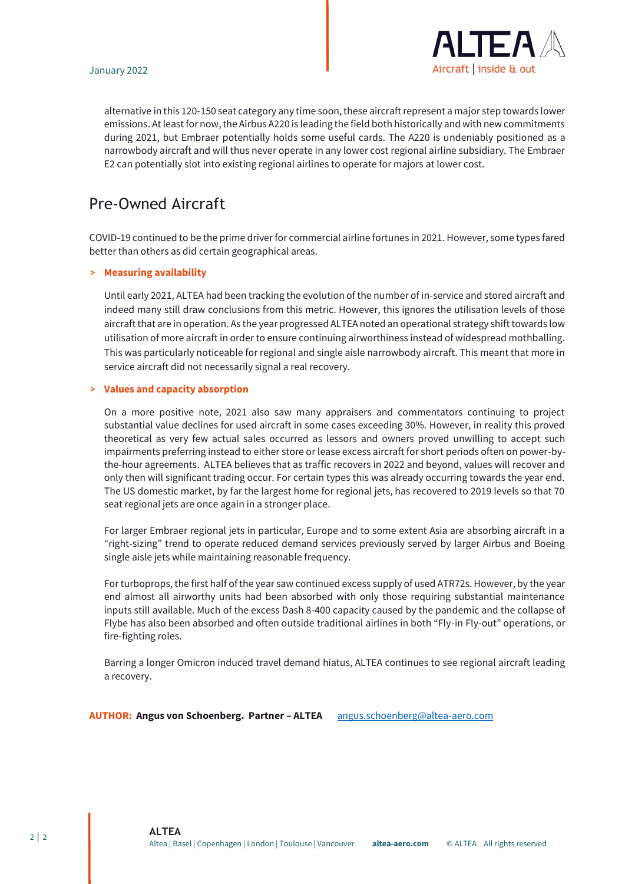alternative in this 120-150 seat category any time soon, these aircraft represent a major step towards lower emissions. At least for now, the Airbus A220 is leading the field both historically and with new commitments during 2021, but Embraer potentially holds some useful cards. The A220 is undeniably positioned as a narrowbody aircraft and will thus never operate in any lower cost regional airline subsidiary. The Embraer E2 can potentially slot into existing regional airlines to operate for majors at lower cost.

## Pre-Owned Aircraft

COVID-19 continued to be the prime driver for commercial airline fortunes in 2021. However, some types fared better than others as did certain geographical areas.

> **Measuring availability**

Until early 2021, ALTEA had been tracking the evolution of the number of in-service and stored aircraft and indeed many still draw conclusions from this metric. However, this ignores the utilisation levels of those aircraft that are in operation. As the year progressed ALTEA noted an operational strategy shift towards low utilisation of more aircraft in order to ensure continuing airworthiness instead of widespread mothballing. This was particularly noticeable for regional and single aisle narrowbody aircraft. This meant that more in service aircraft did not necessarily signal a real recovery.

> **Values and capacity absorption**

On a more positive note, 2021 also saw many appraisers and commentators continuing to project substantial value declines for used aircraft in some cases exceeding 30%. However, in reality this proved theoretical as very few actual sales occurred as lessors and owners proved unwilling to accept such impairments preferring instead to either store or lease excess aircraft for short periods often on power-by-the-hour agreements. ALTEA believes that as traffic recovers in 2022 and beyond, values will recover and only then will significant trading occur. For certain types this was already occurring towards the year end. The US domestic market, by far the largest home for regional jets, has recovered to 2019 levels so that 70 seat regional jets are once again in a stronger place.

For larger Embraer regional jets in particular, Europe and to some extent Asia are absorbing aircraft in a "right-sizing" trend to operate reduced demand services previously served by larger Airbus and Boeing single aisle jets while maintaining reasonable frequency.

For turboprops, the first half of the year saw continued excess supply of used ATR72s. However, by the year end almost all airworthy units had been absorbed with only those requiring substantial maintenance inputs still available. Much of the excess Dash 8-400 capacity caused by the pandemic and the collapse of Flybe has also been absorbed and often outside traditional airlines in both "Fly-in Fly-out" operations, or fire-fighting roles.

Barring a longer Omicron induced travel demand hiatus, ALTEA continues to see regional aircraft leading a recovery.

**AUTHOR: Angus von Schoenberg. Partner – ALTEA** angus.schoenberg@altea-aero.com